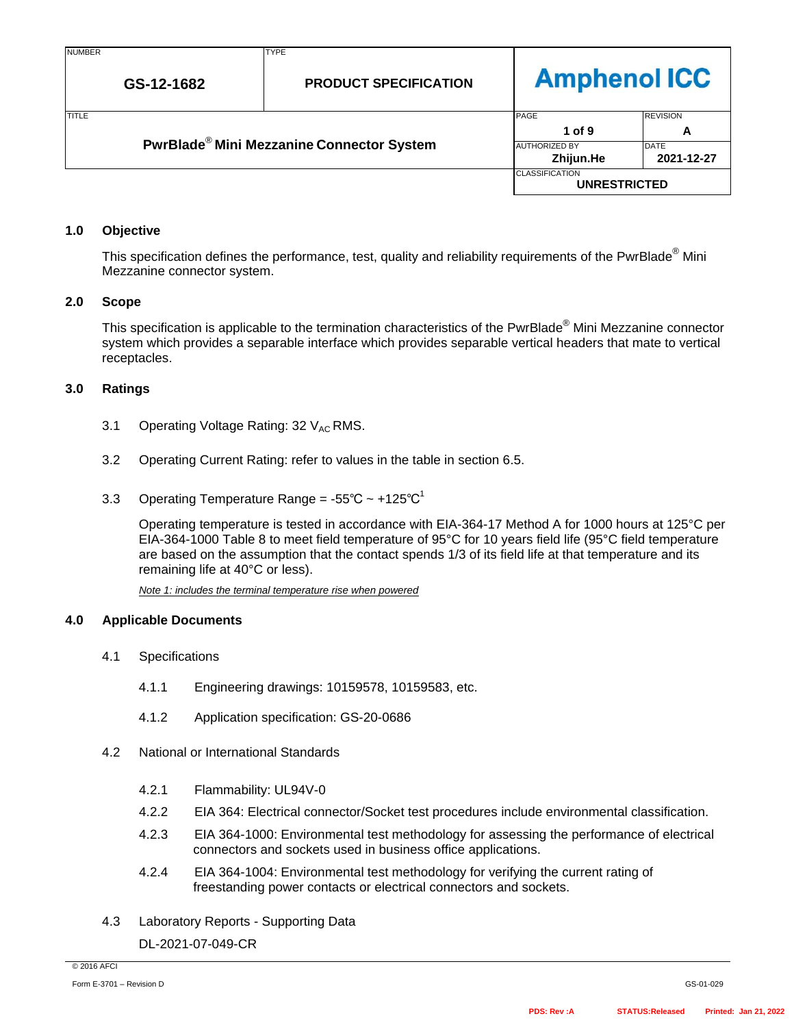| NUMBER | TYPE | |
|---|---|---|
| **GS-12-1682** | **PRODUCT SPECIFICATION** | **Amphenol ICC** |

| TITLE | PAGE | REVISION |
|---|---|---|
| **PwrBlade® Mini Mezzanine Connector System** | **1 of 9** | **A** |
| | AUTHORIZED BY: **Zhijun.He** | DATE: **2021-12-27** |
| | CLASSIFICATION: **UNRESTRICTED** | |

## 1.0 Objective

This specification defines the performance, test, quality and reliability requirements of the PwrBlade® Mini Mezzanine connector system.

## 2.0 Scope

This specification is applicable to the termination characteristics of the PwrBlade® Mini Mezzanine connector system which provides a separable interface which provides separable vertical headers that mate to vertical receptacles.

## 3.0 Ratings

3.1 Operating Voltage Rating: 32 $V_{AC}$ RMS.

3.2 Operating Current Rating: refer to values in the table in section 6.5.

3.3 Operating Temperature Range = -55℃ ~ +125℃[1]

Operating temperature is tested in accordance with EIA-364-17 Method A for 1000 hours at 125°C per EIA-364-1000 Table 8 to meet field temperature of 95°C for 10 years field life (95°C field temperature are based on the assumption that the contact spends 1/3 of its field life at that temperature and its remaining life at 40°C or less).

*Note 1: includes the terminal temperature rise when powered*

## 4.0 Applicable Documents

4.1 Specifications

4.1.1 Engineering drawings: 10159578, 10159583, etc.

4.1.2 Application specification: GS-20-0686

4.2 National or International Standards

4.2.1 Flammability: UL94V-0

4.2.2 EIA 364: Electrical connector/Socket test procedures include environmental classification.

4.2.3 EIA 364-1000: Environmental test methodology for assessing the performance of electrical connectors and sockets used in business office applications.

4.2.4 EIA 364-1004: Environmental test methodology for verifying the current rating of freestanding power contacts or electrical connectors and sockets.

4.3 Laboratory Reports - Supporting Data

DL-2021-07-049-CR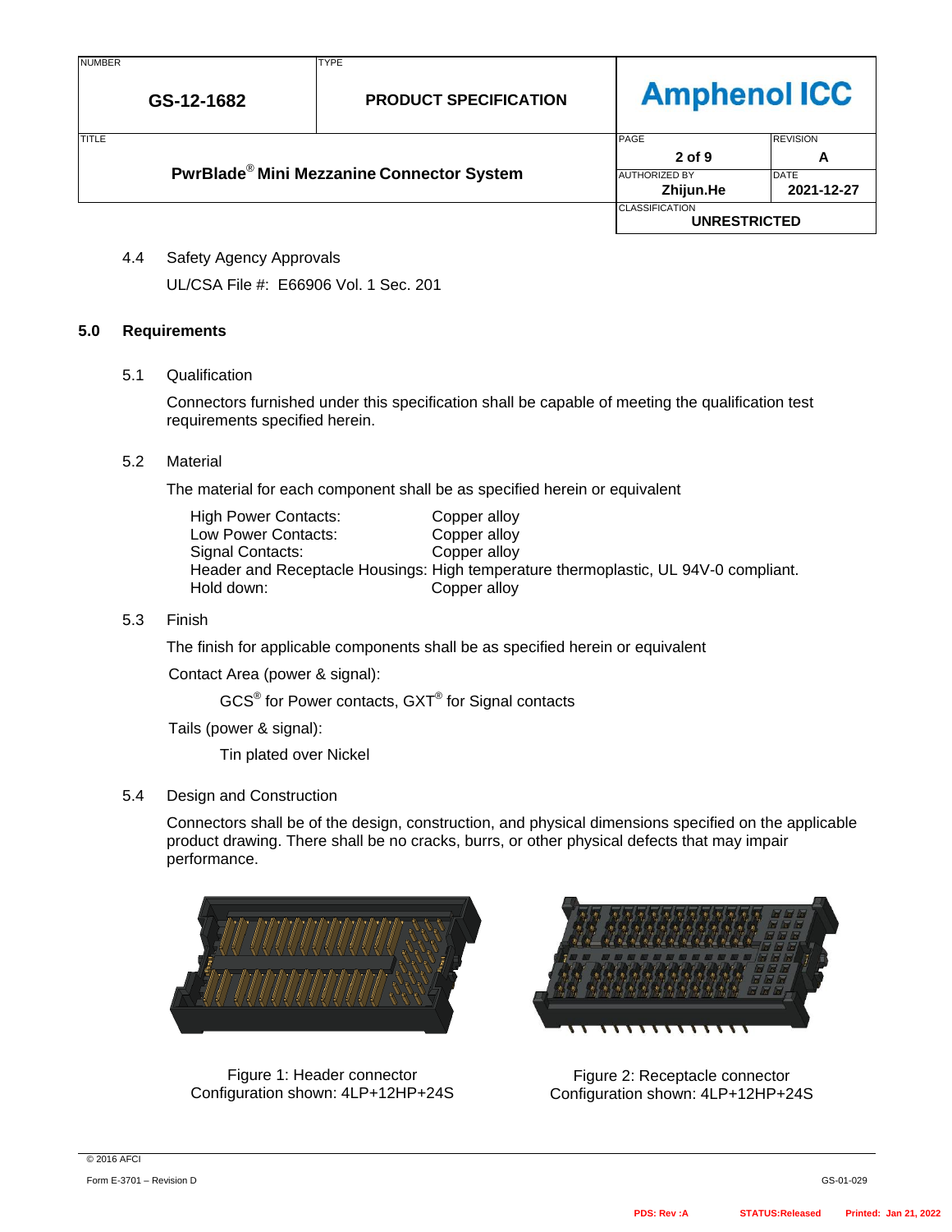4.4 Safety Agency Approvals

UL/CSA File #: E66906 Vol. 1 Sec. 201

## 5.0 Requirements

5.1 Qualification

Connectors furnished under this specification shall be capable of meeting the qualification test requirements specified herein.

5.2 Material

The material for each component shall be as specified herein or equivalent

| | |
|---|---|
| High Power Contacts: | Copper alloy |
| Low Power Contacts: | Copper alloy |
| Signal Contacts: | Copper alloy |
| Header and Receptacle Housings: | High temperature thermoplastic, UL 94V-0 compliant. |
| Hold down: | Copper alloy |

5.3 Finish

The finish for applicable components shall be as specified herein or equivalent

Contact Area (power & signal):

GCS® for Power contacts, GXT® for Signal contacts

Tails (power & signal):

Tin plated over Nickel

5.4 Design and Construction

Connectors shall be of the design, construction, and physical dimensions specified on the applicable product drawing. There shall be no cracks, burrs, or other physical defects that may impair performance.

Figure 1: Header connector
Configuration shown: 4LP+12HP+24S

Figure 2: Receptacle connector
Configuration shown: 4LP+12HP+24S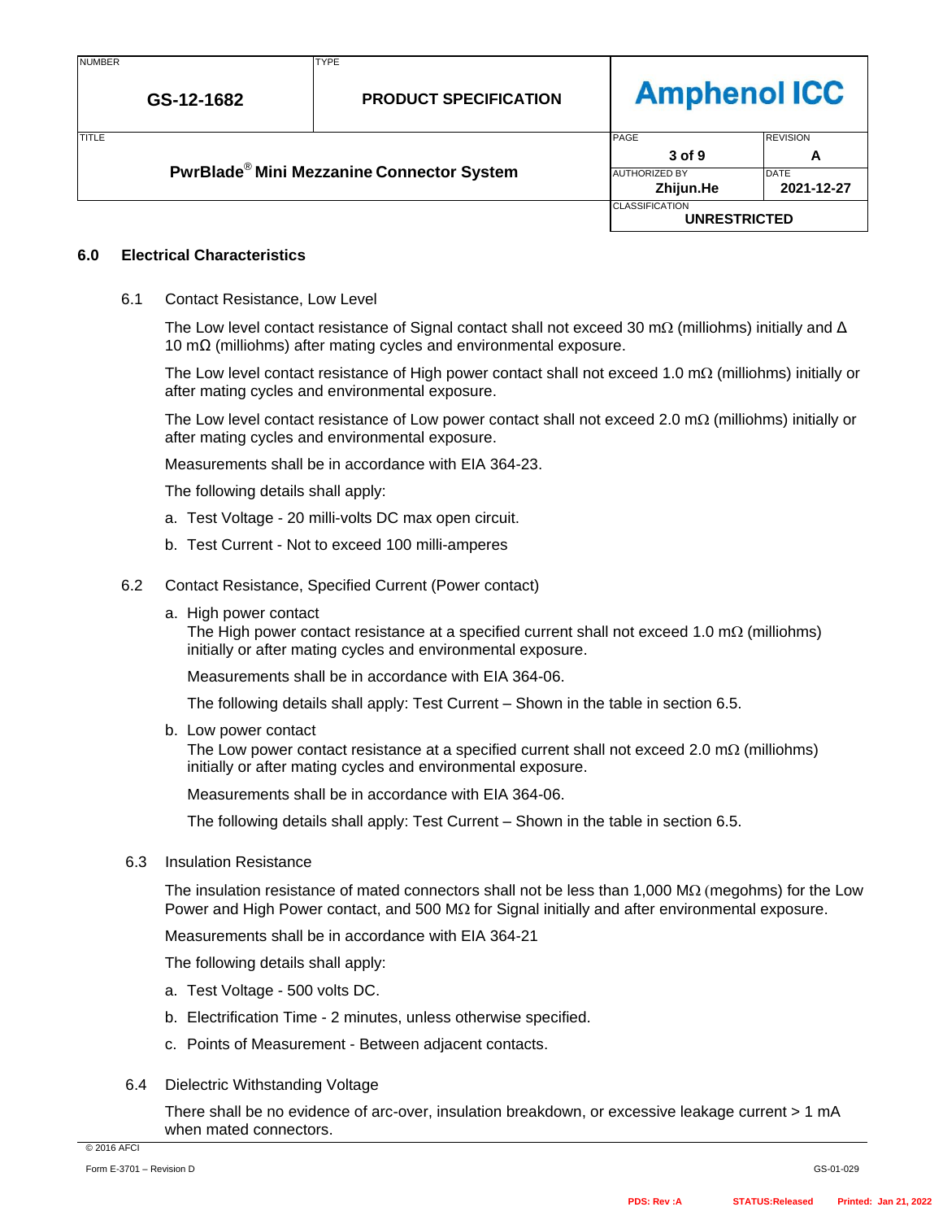## 6.0 Electrical Characteristics

### 6.1 Contact Resistance, Low Level

The Low level contact resistance of Signal contact shall not exceed 30 mΩ (milliohms) initially and Δ 10 mΩ (milliohms) after mating cycles and environmental exposure.

The Low level contact resistance of High power contact shall not exceed 1.0 mΩ (milliohms) initially or after mating cycles and environmental exposure.

The Low level contact resistance of Low power contact shall not exceed 2.0 mΩ (milliohms) initially or after mating cycles and environmental exposure.

Measurements shall be in accordance with EIA 364-23.

The following details shall apply:

a. Test Voltage - 20 milli-volts DC max open circuit.

b. Test Current - Not to exceed 100 milli-amperes

### 6.2 Contact Resistance, Specified Current (Power contact)

a. High power contact
The High power contact resistance at a specified current shall not exceed 1.0 mΩ (milliohms) initially or after mating cycles and environmental exposure.

Measurements shall be in accordance with EIA 364-06.

The following details shall apply: Test Current – Shown in the table in section 6.5.

b. Low power contact
The Low power contact resistance at a specified current shall not exceed 2.0 mΩ (milliohms) initially or after mating cycles and environmental exposure.

Measurements shall be in accordance with EIA 364-06.

The following details shall apply: Test Current – Shown in the table in section 6.5.

### 6.3 Insulation Resistance

The insulation resistance of mated connectors shall not be less than 1,000 MΩ (megohms) for the Low Power and High Power contact, and 500 MΩ for Signal initially and after environmental exposure.

Measurements shall be in accordance with EIA 364-21

The following details shall apply:

a. Test Voltage - 500 volts DC.

b. Electrification Time - 2 minutes, unless otherwise specified.

c. Points of Measurement - Between adjacent contacts.

### 6.4 Dielectric Withstanding Voltage

There shall be no evidence of arc-over, insulation breakdown, or excessive leakage current > 1 mA when mated connectors.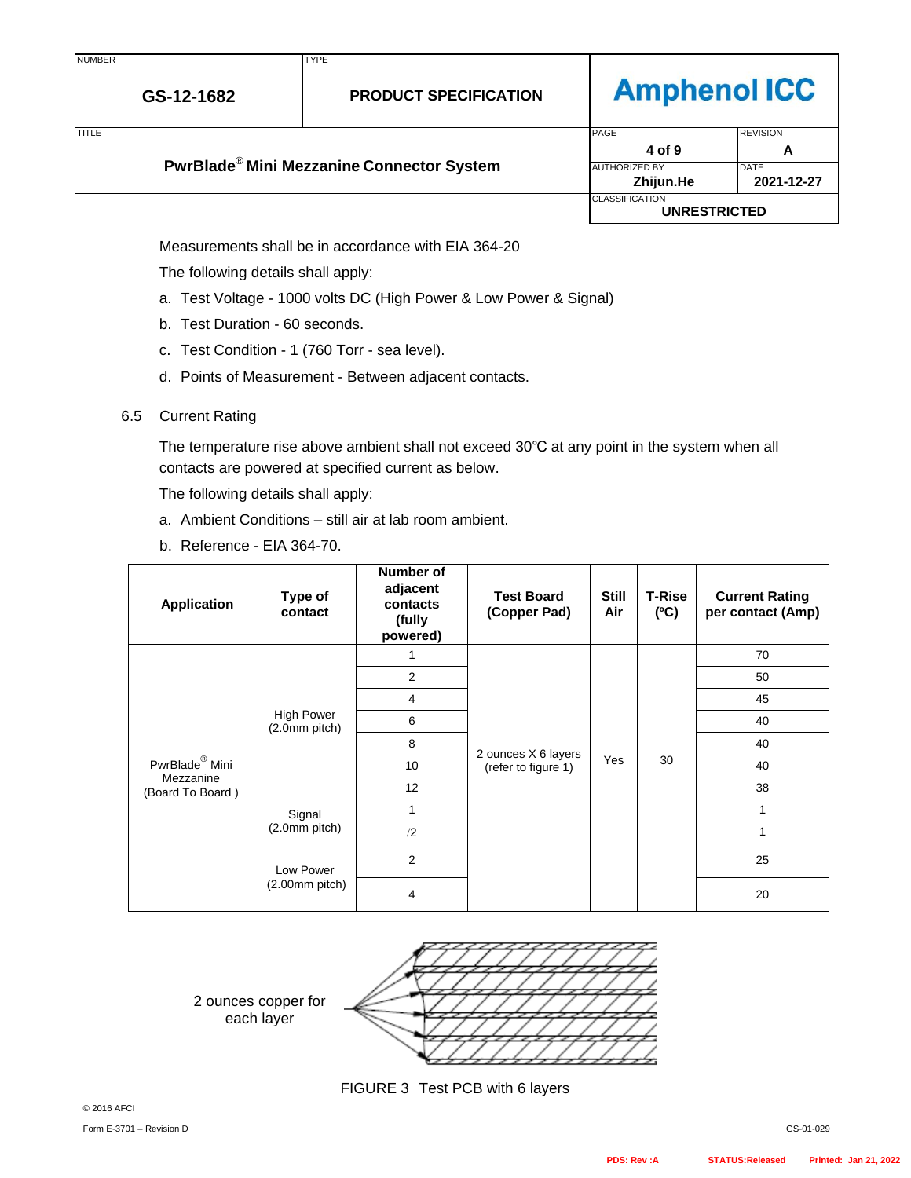Measurements shall be in accordance with EIA 364-20

The following details shall apply:

a. Test Voltage - 1000 volts DC (High Power & Low Power & Signal)

b. Test Duration - 60 seconds.

c. Test Condition - 1 (760 Torr - sea level).

d. Points of Measurement - Between adjacent contacts.

6.5 Current Rating

The temperature rise above ambient shall not exceed 30℃ at any point in the system when all contacts are powered at specified current as below.

The following details shall apply:

a. Ambient Conditions – still air at lab room ambient.

b. Reference - EIA 364-70.

| Application | Type of contact | Number of adjacent contacts (fully powered) | Test Board (Copper Pad) | Still Air | T-Rise (ºC) | Current Rating per contact (Amp) |
|---|---|---|---|---|---|---|
| PwrBlade® Mini Mezzanine (Board To Board ) | High Power (2.0mm pitch) | 1 | 2 ounces X 6 layers (refer to figure 1) | Yes | 30 | 70 |
| | | 2 | | | | 50 |
| | | 4 | | | | 45 |
| | | 6 | | | | 40 |
| | | 8 | | | | 40 |
| | | 10 | | | | 40 |
| | | 12 | | | | 38 |
| | Signal (2.0mm pitch) | 1 | | | | 1 |
| | | /2 | | | | 1 |
| | Low Power (2.00mm pitch) | 2 | | | | 25 |
| | | 4 | | | | 20 |

2 ounces copper for each layer

FIGURE 3 Test PCB with 6 layers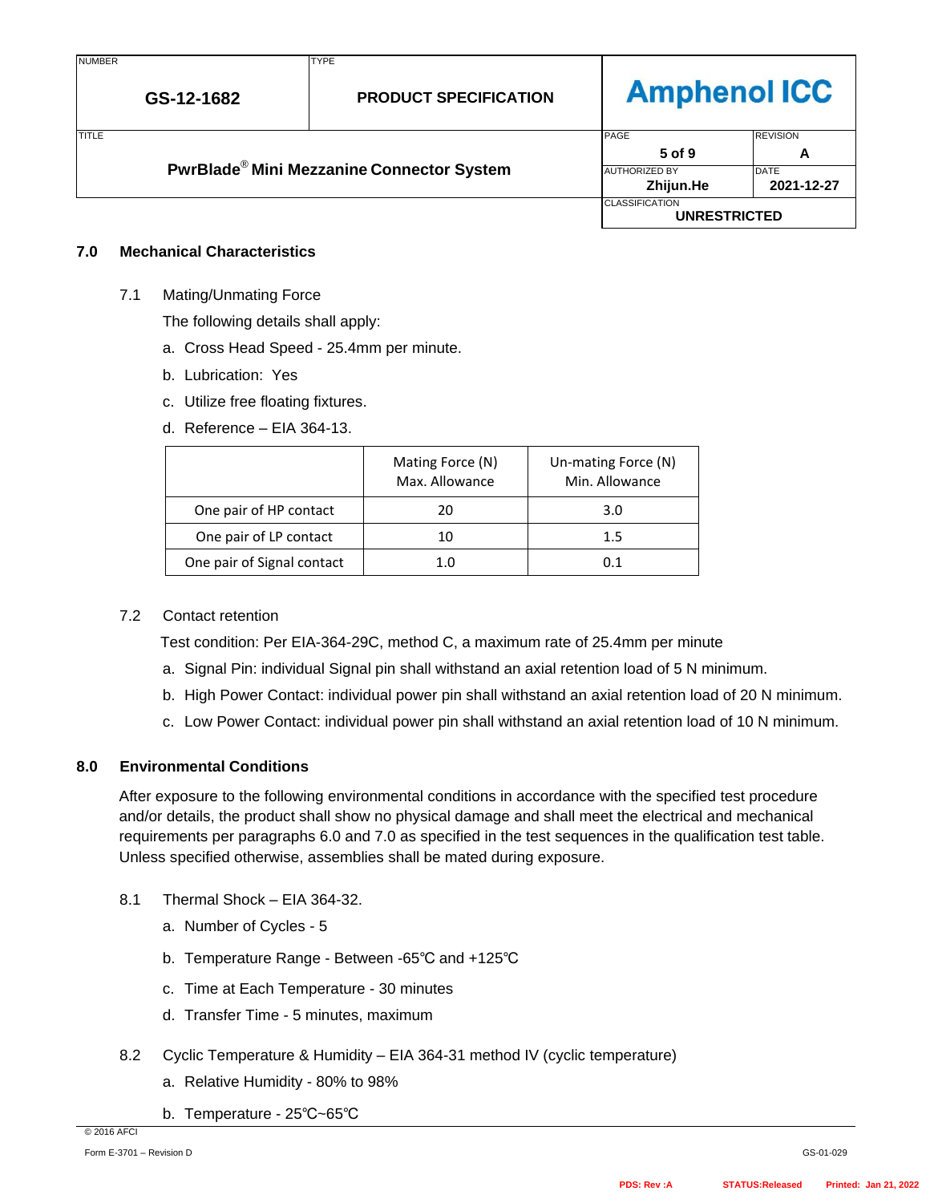## 7.0 Mechanical Characteristics

7.1 Mating/Unmating Force

The following details shall apply:

a. Cross Head Speed - 25.4mm per minute.

b. Lubrication: Yes

c. Utilize free floating fixtures.

d. Reference – EIA 364-13.

| | Mating Force (N) Max. Allowance | Un-mating Force (N) Min. Allowance |
|---|---|---|
| One pair of HP contact | 20 | 3.0 |
| One pair of LP contact | 10 | 1.5 |
| One pair of Signal contact | 1.0 | 0.1 |

7.2 Contact retention

Test condition: Per EIA-364-29C, method C, a maximum rate of 25.4mm per minute

a. Signal Pin: individual Signal pin shall withstand an axial retention load of 5 N minimum.

b. High Power Contact: individual power pin shall withstand an axial retention load of 20 N minimum.

c. Low Power Contact: individual power pin shall withstand an axial retention load of 10 N minimum.

## 8.0 Environmental Conditions

After exposure to the following environmental conditions in accordance with the specified test procedure and/or details, the product shall show no physical damage and shall meet the electrical and mechanical requirements per paragraphs 6.0 and 7.0 as specified in the test sequences in the qualification test table. Unless specified otherwise, assemblies shall be mated during exposure.

8.1 Thermal Shock – EIA 364-32.

a. Number of Cycles - 5

b. Temperature Range - Between -65℃ and +125℃

c. Time at Each Temperature - 30 minutes

d. Transfer Time - 5 minutes, maximum

8.2 Cyclic Temperature & Humidity – EIA 364-31 method IV (cyclic temperature)

a. Relative Humidity - 80% to 98%

b. Temperature - 25℃~65℃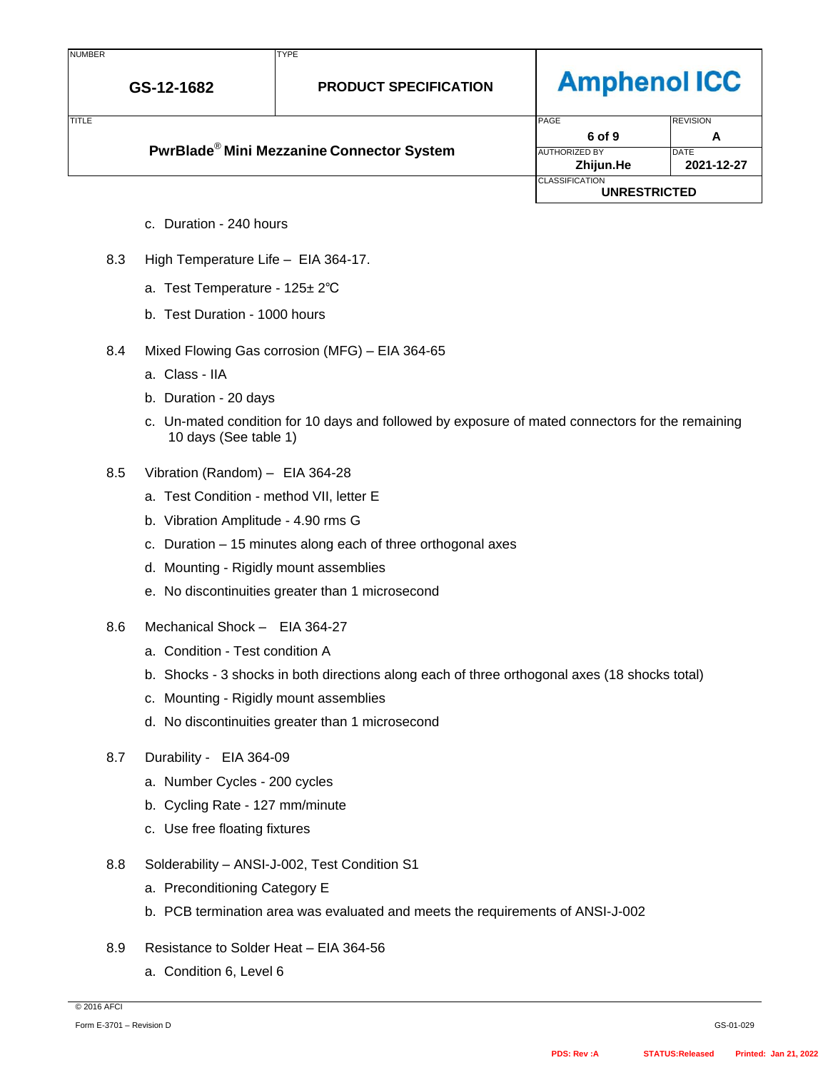c. Duration - 240 hours

8.3 High Temperature Life – EIA 364-17.

a. Test Temperature - 125± 2℃

b. Test Duration - 1000 hours

8.4 Mixed Flowing Gas corrosion (MFG) – EIA 364-65

a. Class - IIA

b. Duration - 20 days

c. Un-mated condition for 10 days and followed by exposure of mated connectors for the remaining 10 days (See table 1)

8.5 Vibration (Random) – EIA 364-28

a. Test Condition - method VII, letter E

b. Vibration Amplitude - 4.90 rms G

c. Duration – 15 minutes along each of three orthogonal axes

d. Mounting - Rigidly mount assemblies

e. No discontinuities greater than 1 microsecond

8.6 Mechanical Shock – EIA 364-27

a. Condition - Test condition A

b. Shocks - 3 shocks in both directions along each of three orthogonal axes (18 shocks total)

c. Mounting - Rigidly mount assemblies

d. No discontinuities greater than 1 microsecond

8.7 Durability - EIA 364-09

a. Number Cycles - 200 cycles

b. Cycling Rate - 127 mm/minute

c. Use free floating fixtures

8.8 Solderability – ANSI-J-002, Test Condition S1

a. Preconditioning Category E

b. PCB termination area was evaluated and meets the requirements of ANSI-J-002

8.9 Resistance to Solder Heat – EIA 364-56

a. Condition 6, Level 6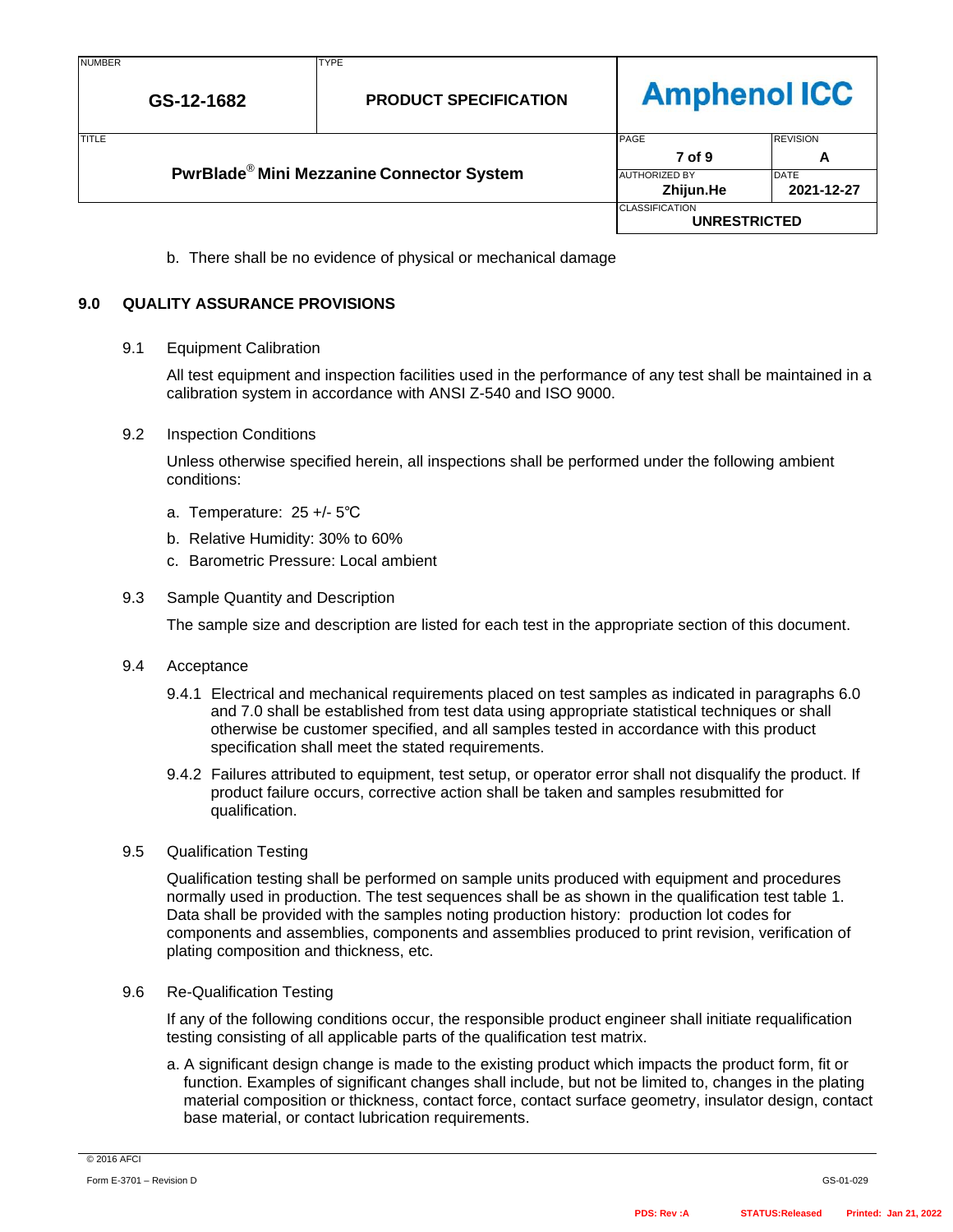b. There shall be no evidence of physical or mechanical damage

## 9.0 QUALITY ASSURANCE PROVISIONS

### 9.1 Equipment Calibration

All test equipment and inspection facilities used in the performance of any test shall be maintained in a calibration system in accordance with ANSI Z-540 and ISO 9000.

### 9.2 Inspection Conditions

Unless otherwise specified herein, all inspections shall be performed under the following ambient conditions:

a. Temperature: 25 +/- 5℃

b. Relative Humidity: 30% to 60%

c. Barometric Pressure: Local ambient

### 9.3 Sample Quantity and Description

The sample size and description are listed for each test in the appropriate section of this document.

### 9.4 Acceptance

9.4.1 Electrical and mechanical requirements placed on test samples as indicated in paragraphs 6.0 and 7.0 shall be established from test data using appropriate statistical techniques or shall otherwise be customer specified, and all samples tested in accordance with this product specification shall meet the stated requirements.

9.4.2 Failures attributed to equipment, test setup, or operator error shall not disqualify the product. If product failure occurs, corrective action shall be taken and samples resubmitted for qualification.

### 9.5 Qualification Testing

Qualification testing shall be performed on sample units produced with equipment and procedures normally used in production. The test sequences shall be as shown in the qualification test table 1. Data shall be provided with the samples noting production history: production lot codes for components and assemblies, components and assemblies produced to print revision, verification of plating composition and thickness, etc.

### 9.6 Re-Qualification Testing

If any of the following conditions occur, the responsible product engineer shall initiate requalification testing consisting of all applicable parts of the qualification test matrix.

a. A significant design change is made to the existing product which impacts the product form, fit or function. Examples of significant changes shall include, but not be limited to, changes in the plating material composition or thickness, contact force, contact surface geometry, insulator design, contact base material, or contact lubrication requirements.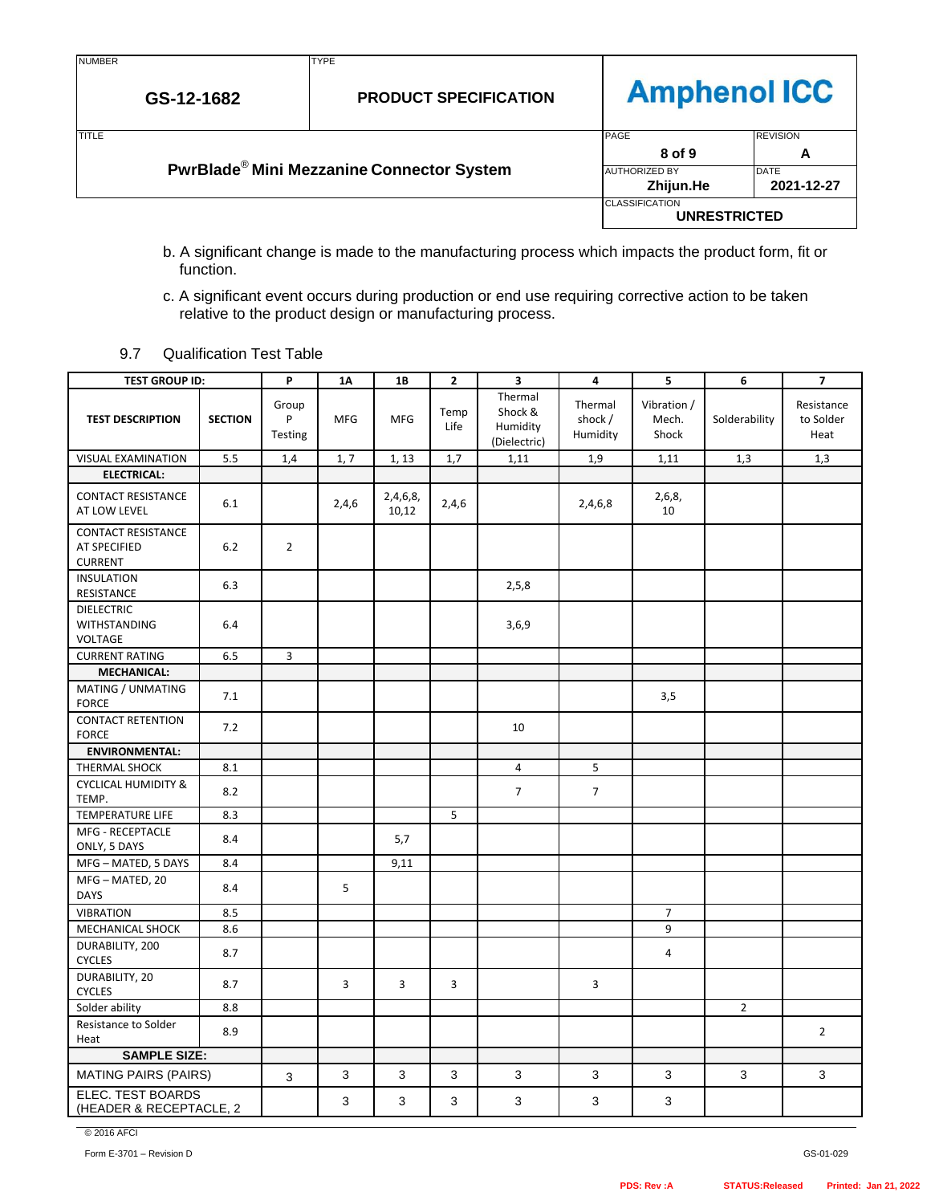b. A significant change is made to the manufacturing process which impacts the product form, fit or function.

c. A significant event occurs during production or end use requiring corrective action to be taken relative to the product design or manufacturing process.

9.7 Qualification Test Table

| TEST GROUP ID: | | P | 1A | 1B | 2 | 3 | 4 | 5 | 6 | 7 |
|---|---|---|---|---|---|---|---|---|---|---|
| TEST DESCRIPTION | SECTION | Group P Testing | MFG | MFG | Temp Life | Thermal Shock & Humidity (Dielectric) | Thermal shock / Humidity | Vibration / Mech. Shock | Solderability | Resistance to Solder Heat |
| VISUAL EXAMINATION | 5.5 | 1,4 | 1, 7 | 1, 13 | 1,7 | 1,11 | 1,9 | 1,11 | 1,3 | 1,3 |
| ELECTRICAL: | | | | | | | | | | |
| CONTACT RESISTANCE AT LOW LEVEL | 6.1 | | 2,4,6 | 2,4,6,8, 10,12 | 2,4,6 | | 2,4,6,8 | 2,6,8, 10 | | |
| CONTACT RESISTANCE AT SPECIFIED CURRENT | 6.2 | 2 | | | | | | | | |
| INSULATION RESISTANCE | 6.3 | | | | | 2,5,8 | | | | |
| DIELECTRIC WITHSTANDING VOLTAGE | 6.4 | | | | | 3,6,9 | | | | |
| CURRENT RATING | 6.5 | 3 | | | | | | | | |
| MECHANICAL: | | | | | | | | | | |
| MATING / UNMATING FORCE | 7.1 | | | | | | | 3,5 | | |
| CONTACT RETENTION FORCE | 7.2 | | | | | 10 | | | | |
| ENVIRONMENTAL: | | | | | | | | | | |
| THERMAL SHOCK | 8.1 | | | | | 4 | 5 | | | |
| CYCLICAL HUMIDITY & TEMP. | 8.2 | | | | | 7 | 7 | | | |
| TEMPERATURE LIFE | 8.3 | | | | 5 | | | | | |
| MFG - RECEPTACLE ONLY, 5 DAYS | 8.4 | | | 5,7 | | | | | | |
| MFG – MATED, 5 DAYS | 8.4 | | | 9,11 | | | | | | |
| MFG – MATED, 20 DAYS | 8.4 | | 5 | | | | | | | |
| VIBRATION | 8.5 | | | | | | | 7 | | |
| MECHANICAL SHOCK | 8.6 | | | | | | | 9 | | |
| DURABILITY, 200 CYCLES | 8.7 | | | | | | | 4 | | |
| DURABILITY, 20 CYCLES | 8.7 | | 3 | 3 | 3 | | 3 | | | |
| Solder ability | 8.8 | | | | | | | | 2 | |
| Resistance to Solder Heat | 8.9 | | | | | | | | | 2 |
| SAMPLE SIZE: | | | | | | | | | | |
| MATING PAIRS (PAIRS) | | 3 | 3 | 3 | 3 | 3 | 3 | 3 | 3 | 3 |
| ELEC. TEST BOARDS (HEADER & RECEPTACLE, 2 | | | 3 | 3 | 3 | 3 | 3 | 3 | | |

© 2016 AFCI

Form E-3701 – Revision D GS-01-029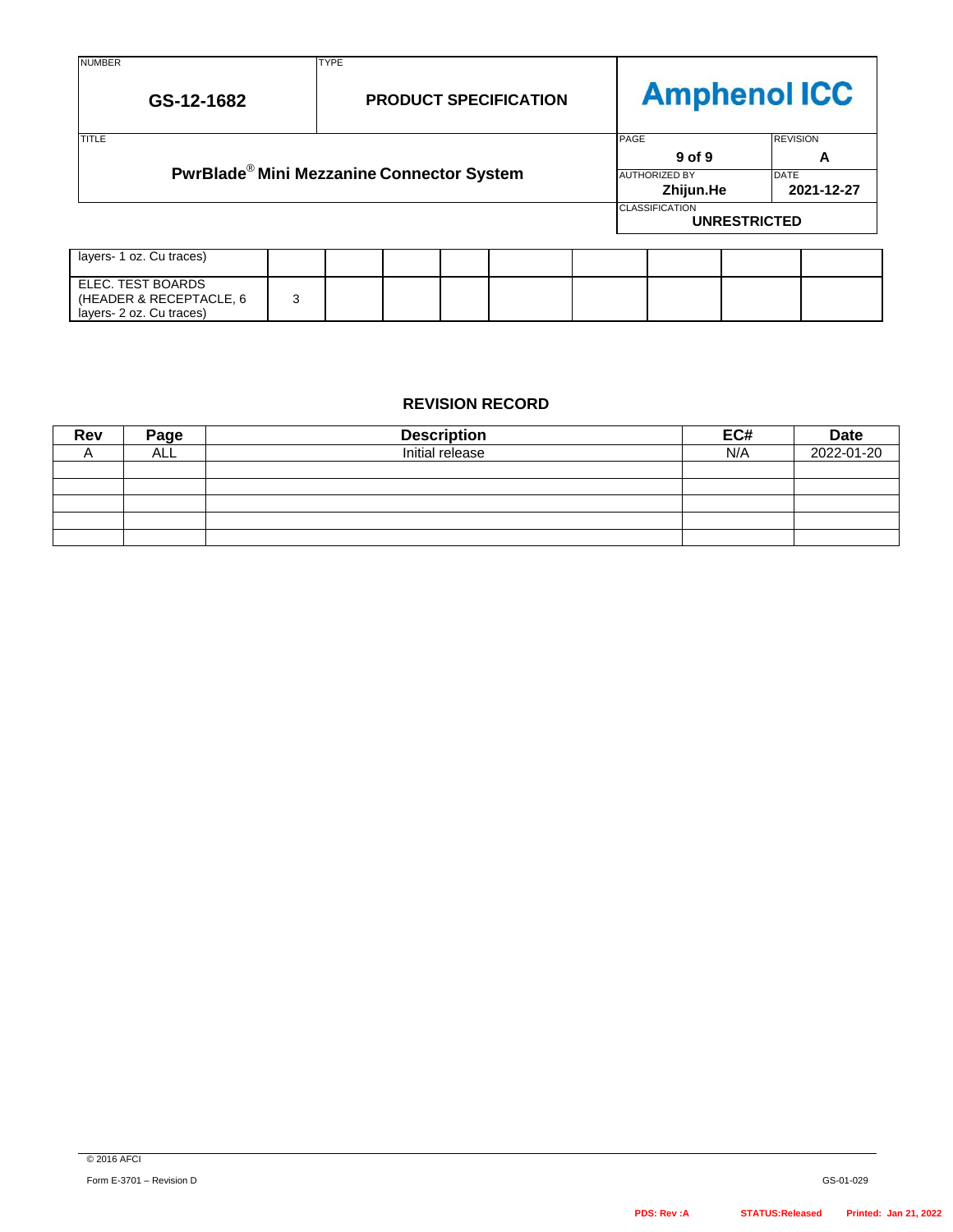| | | | | | | | | | |
|---|---|---|---|---|---|---|---|---|---|
| layers- 1 oz. Cu traces) | | | | | | | | | |
| ELEC. TEST BOARDS (HEADER & RECEPTACLE, 6 layers- 2 oz. Cu traces) | 3 | | | | | | | | |

## REVISION RECORD

| Rev | Page | Description | EC# | Date |
|---|---|---|---|---|
| A | ALL | Initial release | N/A | 2022-01-20 |
| | | | | |
| | | | | |
| | | | | |
| | | | | |
| | | | | |